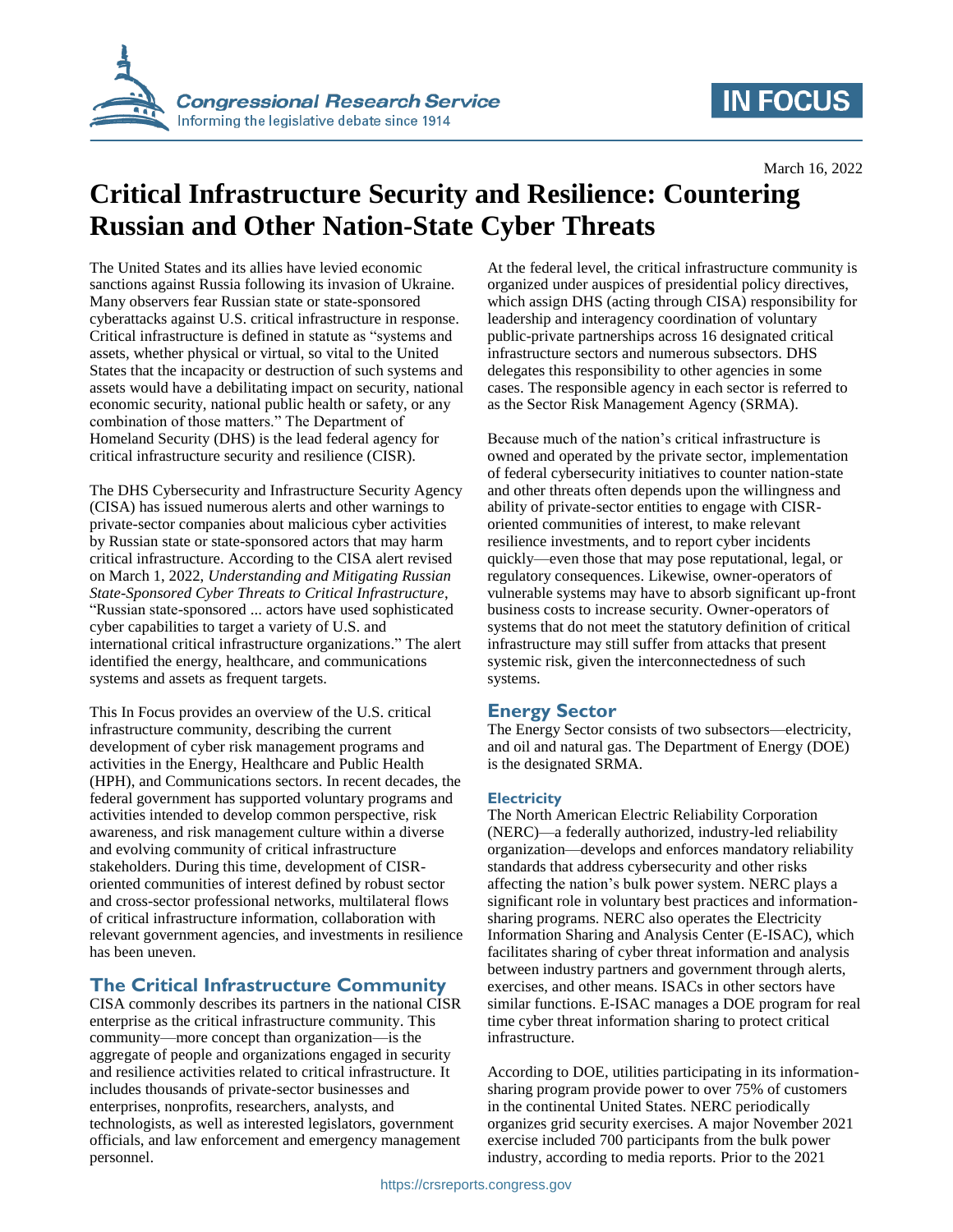March 16, 2022

# Critical Infrastructure Security and Resilience: Countering Russian and Other Nation-State Cyber Threats

The United States and its allies have levied economic sanctions against Russia following its invasion of Ukraine. Many observers fear Russian state or state-sponsored cyberattacks against U.S. critical infrastructure in response. Critical infrastructure is defined in statute as "systems and assets, whether physical or virtual, so vital to the United States that the incapacity or destruction of such systems and assets would have a debilitating impact on security, national economic security, national public health or safety, or any combination of those matters." The Department of Homeland Security (DHS) is the lead federal agency for critical infrastructure security and resilience (CISR).

The DHS Cybersecurity and Infrastructure Security Agency (CISA) has issued numerous alerts and other warnings to private-sector companies about malicious cyber activities by Russian state or state-sponsored actors that may harm critical infrastructure. According to the CISA alert revised on March 1, 2022, *Understanding and Mitigating Russian State-Sponsored Cyber Threats to Critical Infrastructure*, "Russian state-sponsored ... actors have used sophisticated cyber capabilities to target a variety of U.S. and international critical infrastructure organizations." The alert identified the energy, healthcare, and communications systems and assets as frequent targets.

This In Focus provides an overview of the U.S. critical infrastructure community, describing the current development of cyber risk management programs and activities in the Energy, Healthcare and Public Health (HPH), and Communications sectors. In recent decades, the federal government has supported voluntary programs and activities intended to develop common perspective, risk awareness, and risk management culture within a diverse and evolving community of critical infrastructure stakeholders. During this time, development of CISR-oriented communities of interest defined by robust sector and cross-sector professional networks, multilateral flows of critical infrastructure information, collaboration with relevant government agencies, and investments in resilience has been uneven.

## The Critical Infrastructure Community

CISA commonly describes its partners in the national CISR enterprise as the critical infrastructure community. This community—more concept than organization—is the aggregate of people and organizations engaged in security and resilience activities related to critical infrastructure. It includes thousands of private-sector businesses and enterprises, nonprofits, researchers, analysts, and technologists, as well as interested legislators, government officials, and law enforcement and emergency management personnel.

At the federal level, the critical infrastructure community is organized under auspices of presidential policy directives, which assign DHS (acting through CISA) responsibility for leadership and interagency coordination of voluntary public-private partnerships across 16 designated critical infrastructure sectors and numerous subsectors. DHS delegates this responsibility to other agencies in some cases. The responsible agency in each sector is referred to as the Sector Risk Management Agency (SRMA).

Because much of the nation's critical infrastructure is owned and operated by the private sector, implementation of federal cybersecurity initiatives to counter nation-state and other threats often depends upon the willingness and ability of private-sector entities to engage with CISR-oriented communities of interest, to make relevant resilience investments, and to report cyber incidents quickly—even those that may pose reputational, legal, or regulatory consequences. Likewise, owner-operators of vulnerable systems may have to absorb significant up-front business costs to increase security. Owner-operators of systems that do not meet the statutory definition of critical infrastructure may still suffer from attacks that present systemic risk, given the interconnectedness of such systems.

## Energy Sector

The Energy Sector consists of two subsectors—electricity, and oil and natural gas. The Department of Energy (DOE) is the designated SRMA.

### Electricity

The North American Electric Reliability Corporation (NERC)—a federally authorized, industry-led reliability organization—develops and enforces mandatory reliability standards that address cybersecurity and other risks affecting the nation's bulk power system. NERC plays a significant role in voluntary best practices and information-sharing programs. NERC also operates the Electricity Information Sharing and Analysis Center (E-ISAC), which facilitates sharing of cyber threat information and analysis between industry partners and government through alerts, exercises, and other means. ISACs in other sectors have similar functions. E-ISAC manages a DOE program for real time cyber threat information sharing to protect critical infrastructure.

According to DOE, utilities participating in its information-sharing program provide power to over 75% of customers in the continental United States. NERC periodically organizes grid security exercises. A major November 2021 exercise included 700 participants from the bulk power industry, according to media reports. Prior to the 2021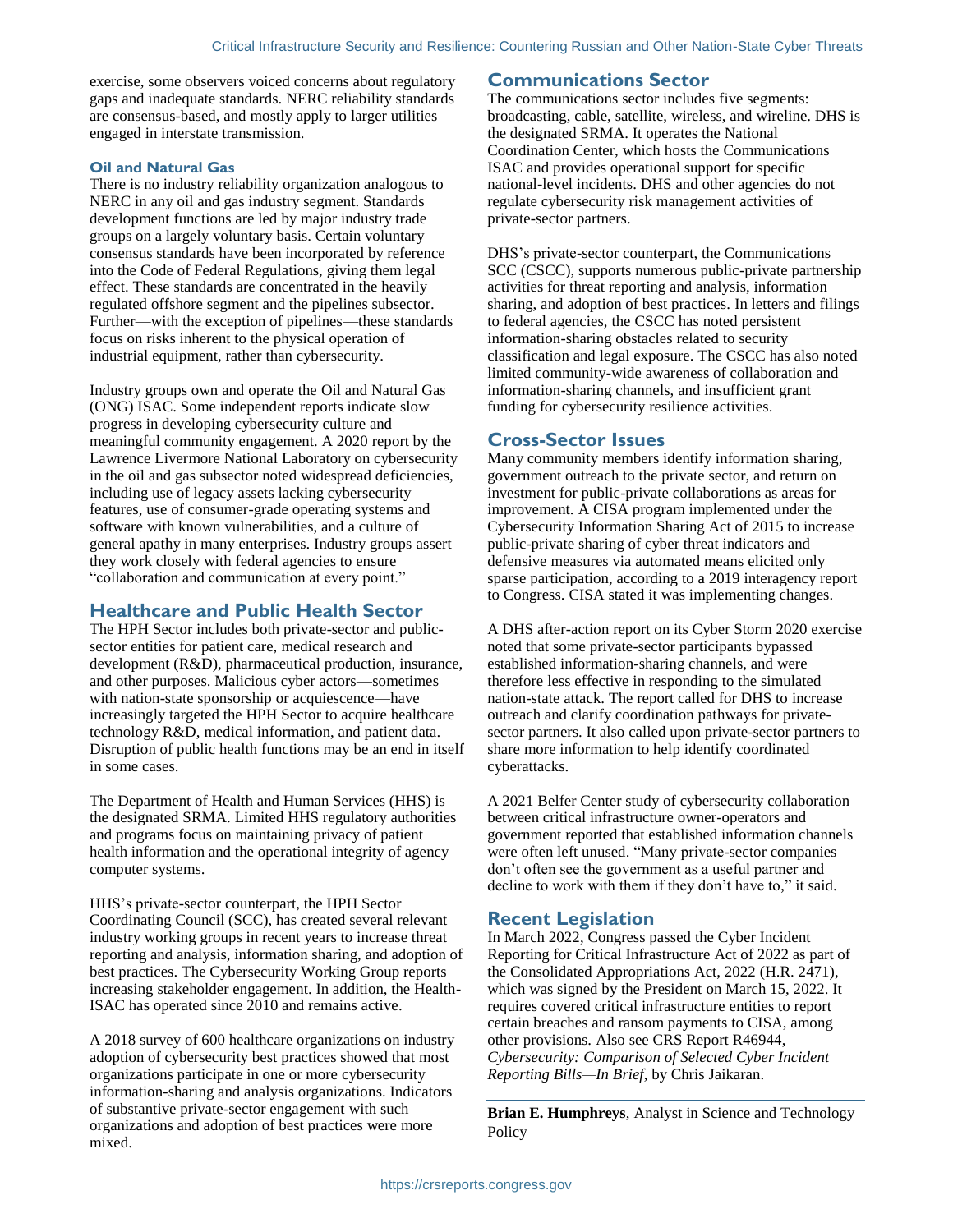exercise, some observers voiced concerns about regulatory gaps and inadequate standards. NERC reliability standards are consensus-based, and mostly apply to larger utilities engaged in interstate transmission.

### Oil and Natural Gas

There is no industry reliability organization analogous to NERC in any oil and gas industry segment. Standards development functions are led by major industry trade groups on a largely voluntary basis. Certain voluntary consensus standards have been incorporated by reference into the Code of Federal Regulations, giving them legal effect. These standards are concentrated in the heavily regulated offshore segment and the pipelines subsector. Further—with the exception of pipelines—these standards focus on risks inherent to the physical operation of industrial equipment, rather than cybersecurity.

Industry groups own and operate the Oil and Natural Gas (ONG) ISAC. Some independent reports indicate slow progress in developing cybersecurity culture and meaningful community engagement. A 2020 report by the Lawrence Livermore National Laboratory on cybersecurity in the oil and gas subsector noted widespread deficiencies, including use of legacy assets lacking cybersecurity features, use of consumer-grade operating systems and software with known vulnerabilities, and a culture of general apathy in many enterprises. Industry groups assert they work closely with federal agencies to ensure "collaboration and communication at every point."

## Healthcare and Public Health Sector

The HPH Sector includes both private-sector and public-sector entities for patient care, medical research and development (R&D), pharmaceutical production, insurance, and other purposes. Malicious cyber actors—sometimes with nation-state sponsorship or acquiescence—have increasingly targeted the HPH Sector to acquire healthcare technology R&D, medical information, and patient data. Disruption of public health functions may be an end in itself in some cases.

The Department of Health and Human Services (HHS) is the designated SRMA. Limited HHS regulatory authorities and programs focus on maintaining privacy of patient health information and the operational integrity of agency computer systems.

HHS's private-sector counterpart, the HPH Sector Coordinating Council (SCC), has created several relevant industry working groups in recent years to increase threat reporting and analysis, information sharing, and adoption of best practices. The Cybersecurity Working Group reports increasing stakeholder engagement. In addition, the Health-ISAC has operated since 2010 and remains active.

A 2018 survey of 600 healthcare organizations on industry adoption of cybersecurity best practices showed that most organizations participate in one or more cybersecurity information-sharing and analysis organizations. Indicators of substantive private-sector engagement with such organizations and adoption of best practices were more mixed.

## Communications Sector

The communications sector includes five segments: broadcasting, cable, satellite, wireless, and wireline. DHS is the designated SRMA. It operates the National Coordination Center, which hosts the Communications ISAC and provides operational support for specific national-level incidents. DHS and other agencies do not regulate cybersecurity risk management activities of private-sector partners.

DHS's private-sector counterpart, the Communications SCC (CSCC), supports numerous public-private partnership activities for threat reporting and analysis, information sharing, and adoption of best practices. In letters and filings to federal agencies, the CSCC has noted persistent information-sharing obstacles related to security classification and legal exposure. The CSCC has also noted limited community-wide awareness of collaboration and information-sharing channels, and insufficient grant funding for cybersecurity resilience activities.

## Cross-Sector Issues

Many community members identify information sharing, government outreach to the private sector, and return on investment for public-private collaborations as areas for improvement. A CISA program implemented under the Cybersecurity Information Sharing Act of 2015 to increase public-private sharing of cyber threat indicators and defensive measures via automated means elicited only sparse participation, according to a 2019 interagency report to Congress. CISA stated it was implementing changes.

A DHS after-action report on its Cyber Storm 2020 exercise noted that some private-sector participants bypassed established information-sharing channels, and were therefore less effective in responding to the simulated nation-state attack. The report called for DHS to increase outreach and clarify coordination pathways for private-sector partners. It also called upon private-sector partners to share more information to help identify coordinated cyberattacks.

A 2021 Belfer Center study of cybersecurity collaboration between critical infrastructure owner-operators and government reported that established information channels were often left unused. "Many private-sector companies don't often see the government as a useful partner and decline to work with them if they don't have to," it said.

## Recent Legislation

In March 2022, Congress passed the Cyber Incident Reporting for Critical Infrastructure Act of 2022 as part of the Consolidated Appropriations Act, 2022 (H.R. 2471), which was signed by the President on March 15, 2022. It requires covered critical infrastructure entities to report certain breaches and ransom payments to CISA, among other provisions. Also see CRS Report R46944, *Cybersecurity: Comparison of Selected Cyber Incident Reporting Bills—In Brief*, by Chris Jaikaran.

---

**Brian E. Humphreys**, Analyst in Science and Technology Policy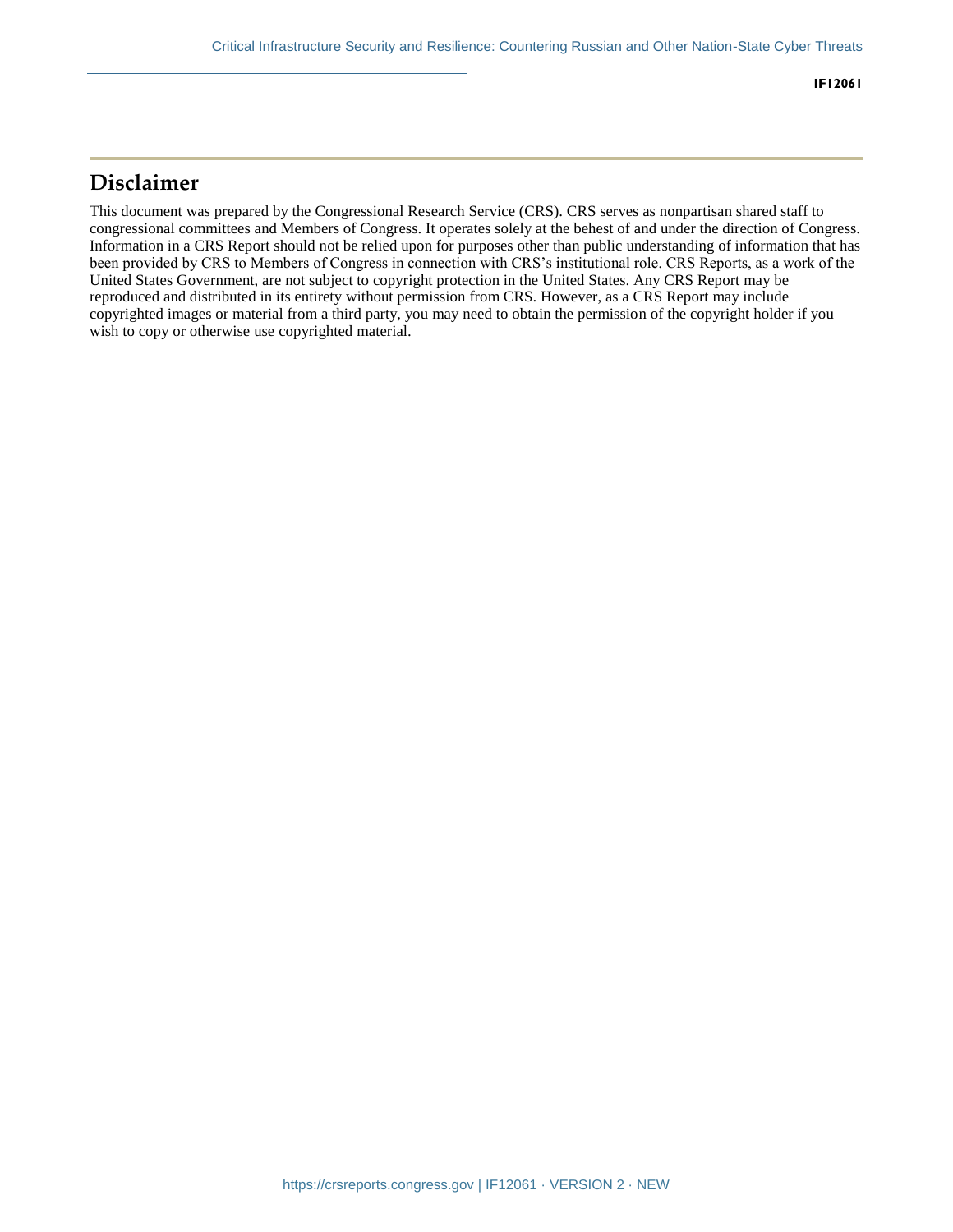## Disclaimer

This document was prepared by the Congressional Research Service (CRS). CRS serves as nonpartisan shared staff to congressional committees and Members of Congress. It operates solely at the behest of and under the direction of Congress. Information in a CRS Report should not be relied upon for purposes other than public understanding of information that has been provided by CRS to Members of Congress in connection with CRS's institutional role. CRS Reports, as a work of the United States Government, are not subject to copyright protection in the United States. Any CRS Report may be reproduced and distributed in its entirety without permission from CRS. However, as a CRS Report may include copyrighted images or material from a third party, you may need to obtain the permission of the copyright holder if you wish to copy or otherwise use copyrighted material.